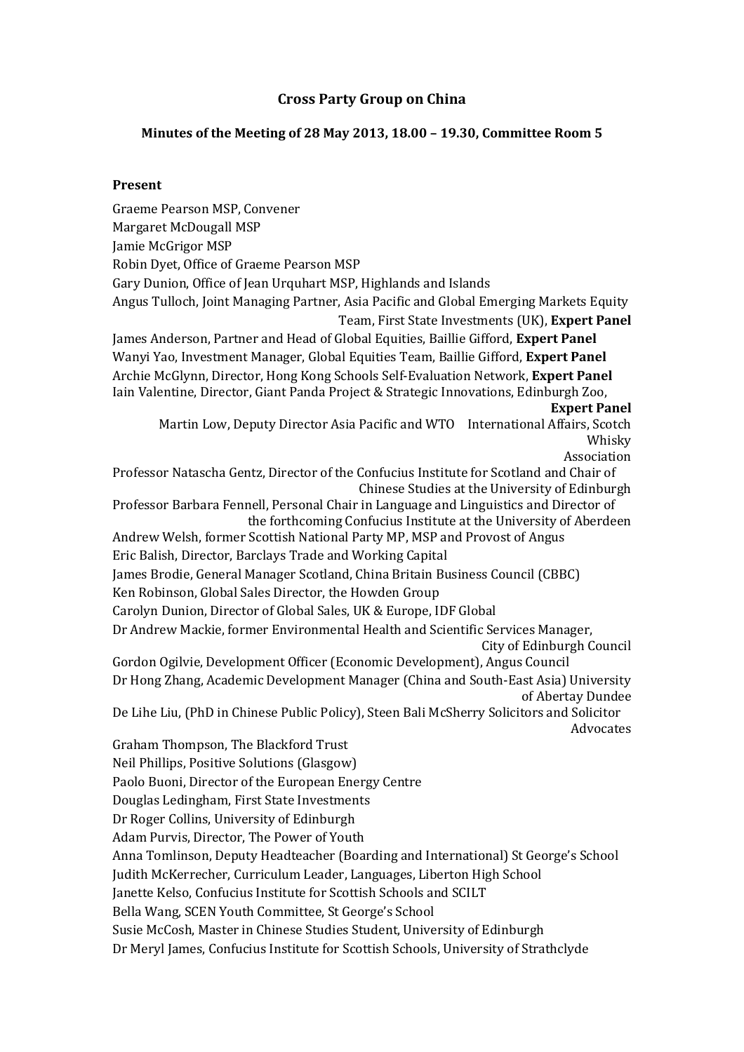# Cross Party Group on China

## Minutes of the Meeting of 28 May 2013, 18.00 – 19.30, Committee Room 5

### Present

Graeme Pearson MSP, Convener
Margaret McDougall MSP
Jamie McGrigor MSP
Robin Dyet, Office of Graeme Pearson MSP
Gary Dunion, Office of Jean Urquhart MSP, Highlands and Islands
Angus Tulloch, Joint Managing Partner, Asia Pacific and Global Emerging Markets Equity Team, First State Investments (UK), **Expert Panel**
James Anderson, Partner and Head of Global Equities, Baillie Gifford, **Expert Panel**
Wanyi Yao, Investment Manager, Global Equities Team, Baillie Gifford, **Expert Panel**
Archie McGlynn, Director, Hong Kong Schools Self-Evaluation Network, **Expert Panel**
Iain Valentine, Director, Giant Panda Project & Strategic Innovations, Edinburgh Zoo, **Expert Panel**
Martin Low, Deputy Director Asia Pacific and WTO International Affairs, Scotch Whisky Association
Professor Natascha Gentz, Director of the Confucius Institute for Scotland and Chair of Chinese Studies at the University of Edinburgh
Professor Barbara Fennell, Personal Chair in Language and Linguistics and Director of the forthcoming Confucius Institute at the University of Aberdeen
Andrew Welsh, former Scottish National Party MP, MSP and Provost of Angus
Eric Balish, Director, Barclays Trade and Working Capital
James Brodie, General Manager Scotland, China Britain Business Council (CBBC)
Ken Robinson, Global Sales Director, the Howden Group
Carolyn Dunion, Director of Global Sales, UK & Europe, IDF Global
Dr Andrew Mackie, former Environmental Health and Scientific Services Manager, City of Edinburgh Council
Gordon Ogilvie, Development Officer (Economic Development), Angus Council
Dr Hong Zhang, Academic Development Manager (China and South-East Asia) University of Abertay Dundee
De Lihe Liu, (PhD in Chinese Public Policy), Steen Bali McSherry Solicitors and Solicitor Advocates
Graham Thompson, The Blackford Trust
Neil Phillips, Positive Solutions (Glasgow)
Paolo Buoni, Director of the European Energy Centre
Douglas Ledingham, First State Investments
Dr Roger Collins, University of Edinburgh
Adam Purvis, Director, The Power of Youth
Anna Tomlinson, Deputy Headteacher (Boarding and International) St George's School
Judith McKerrecher, Curriculum Leader, Languages, Liberton High School
Janette Kelso, Confucius Institute for Scottish Schools and SCILT
Bella Wang, SCEN Youth Committee, St George's School
Susie McCosh, Master in Chinese Studies Student, University of Edinburgh
Dr Meryl James, Confucius Institute for Scottish Schools, University of Strathclyde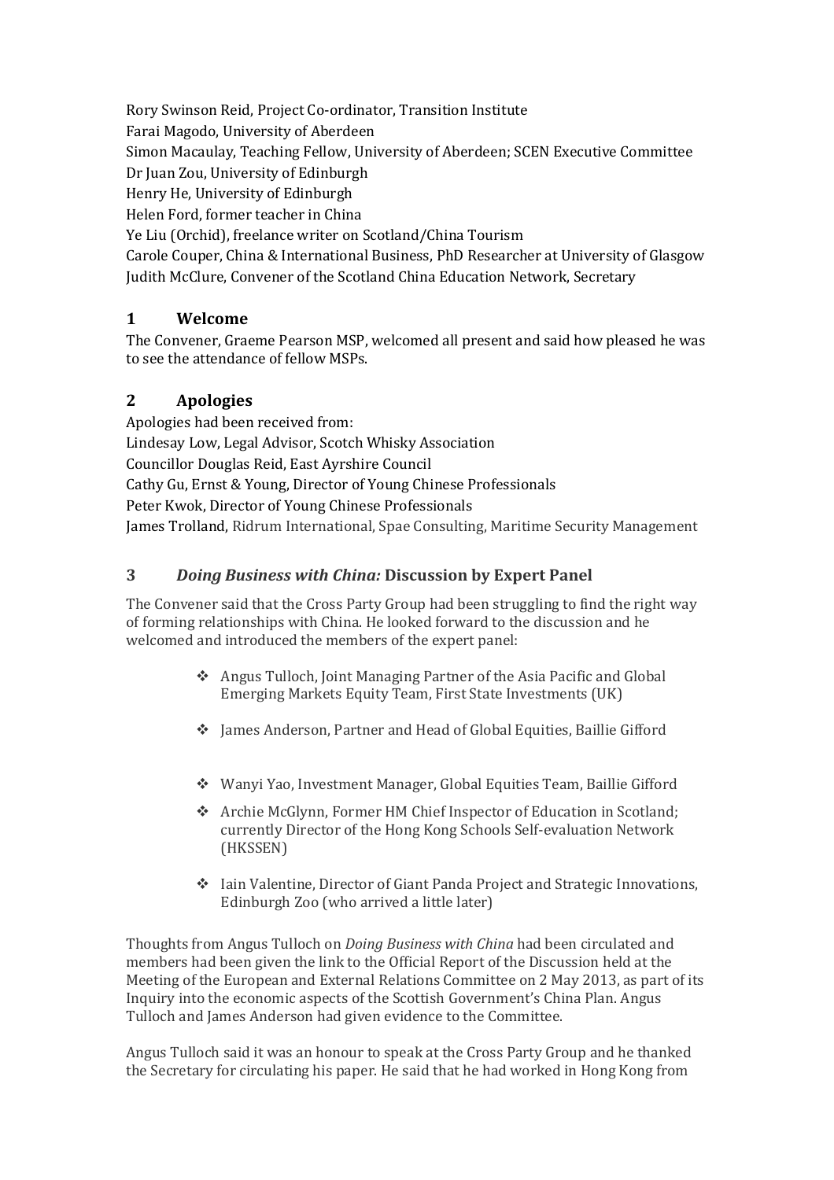Rory Swinson Reid, Project Co-ordinator, Transition Institute
Farai Magodo, University of Aberdeen
Simon Macaulay, Teaching Fellow, University of Aberdeen; SCEN Executive Committee
Dr Juan Zou, University of Edinburgh
Henry He, University of Edinburgh
Helen Ford, former teacher in China
Ye Liu (Orchid), freelance writer on Scotland/China Tourism
Carole Couper, China & International Business, PhD Researcher at University of Glasgow
Judith McClure, Convener of the Scotland China Education Network, Secretary

## 1 Welcome

The Convener, Graeme Pearson MSP, welcomed all present and said how pleased he was to see the attendance of fellow MSPs.

## 2 Apologies

Apologies had been received from:
Lindesay Low, Legal Advisor, Scotch Whisky Association
Councillor Douglas Reid, East Ayrshire Council
Cathy Gu, Ernst & Young, Director of Young Chinese Professionals
Peter Kwok, Director of Young Chinese Professionals
James Trolland, Ridrum International, Spae Consulting, Maritime Security Management

## 3 *Doing Business with China:* Discussion by Expert Panel

The Convener said that the Cross Party Group had been struggling to find the right way of forming relationships with China. He looked forward to the discussion and he welcomed and introduced the members of the expert panel:

- Angus Tulloch, Joint Managing Partner of the Asia Pacific and Global Emerging Markets Equity Team, First State Investments (UK)
- James Anderson, Partner and Head of Global Equities, Baillie Gifford
- Wanyi Yao, Investment Manager, Global Equities Team, Baillie Gifford
- Archie McGlynn, Former HM Chief Inspector of Education in Scotland; currently Director of the Hong Kong Schools Self-evaluation Network (HKSSEN)
- Iain Valentine, Director of Giant Panda Project and Strategic Innovations, Edinburgh Zoo (who arrived a little later)

Thoughts from Angus Tulloch on *Doing Business with China* had been circulated and members had been given the link to the Official Report of the Discussion held at the Meeting of the European and External Relations Committee on 2 May 2013, as part of its Inquiry into the economic aspects of the Scottish Government's China Plan. Angus Tulloch and James Anderson had given evidence to the Committee.

Angus Tulloch said it was an honour to speak at the Cross Party Group and he thanked the Secretary for circulating his paper. He said that he had worked in Hong Kong from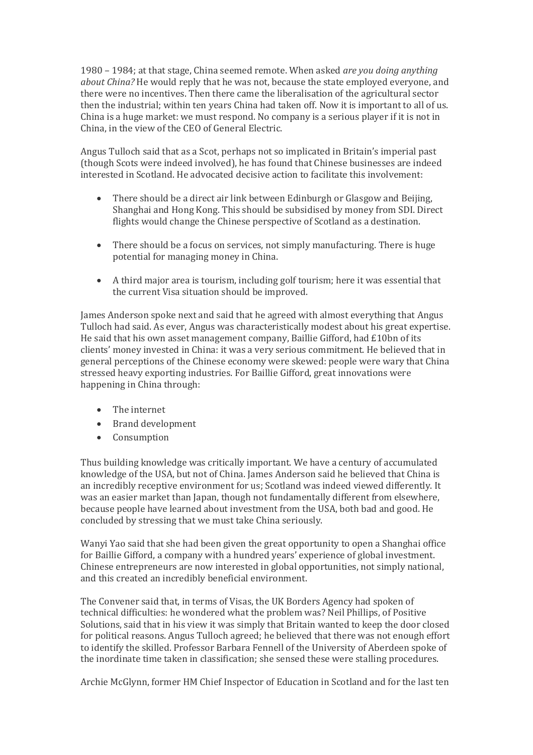1980 – 1984; at that stage, China seemed remote. When asked *are you doing anything about China?* He would reply that he was not, because the state employed everyone, and there were no incentives. Then there came the liberalisation of the agricultural sector then the industrial; within ten years China had taken off. Now it is important to all of us. China is a huge market: we must respond. No company is a serious player if it is not in China, in the view of the CEO of General Electric.

Angus Tulloch said that as a Scot, perhaps not so implicated in Britain's imperial past (though Scots were indeed involved), he has found that Chinese businesses are indeed interested in Scotland. He advocated decisive action to facilitate this involvement:

- There should be a direct air link between Edinburgh or Glasgow and Beijing, Shanghai and Hong Kong. This should be subsidised by money from SDI. Direct flights would change the Chinese perspective of Scotland as a destination.

- There should be a focus on services, not simply manufacturing. There is huge potential for managing money in China.

- A third major area is tourism, including golf tourism; here it was essential that the current Visa situation should be improved.

James Anderson spoke next and said that he agreed with almost everything that Angus Tulloch had said. As ever, Angus was characteristically modest about his great expertise. He said that his own asset management company, Baillie Gifford, had £10bn of its clients' money invested in China: it was a very serious commitment. He believed that in general perceptions of the Chinese economy were skewed: people were wary that China stressed heavy exporting industries. For Baillie Gifford, great innovations were happening in China through:

- The internet
- Brand development
- Consumption

Thus building knowledge was critically important. We have a century of accumulated knowledge of the USA, but not of China. James Anderson said he believed that China is an incredibly receptive environment for us; Scotland was indeed viewed differently. It was an easier market than Japan, though not fundamentally different from elsewhere, because people have learned about investment from the USA, both bad and good. He concluded by stressing that we must take China seriously.

Wanyi Yao said that she had been given the great opportunity to open a Shanghai office for Baillie Gifford, a company with a hundred years' experience of global investment. Chinese entrepreneurs are now interested in global opportunities, not simply national, and this created an incredibly beneficial environment.

The Convener said that, in terms of Visas, the UK Borders Agency had spoken of technical difficulties: he wondered what the problem was? Neil Phillips, of Positive Solutions, said that in his view it was simply that Britain wanted to keep the door closed for political reasons. Angus Tulloch agreed; he believed that there was not enough effort to identify the skilled. Professor Barbara Fennell of the University of Aberdeen spoke of the inordinate time taken in classification; she sensed these were stalling procedures.

Archie McGlynn, former HM Chief Inspector of Education in Scotland and for the last ten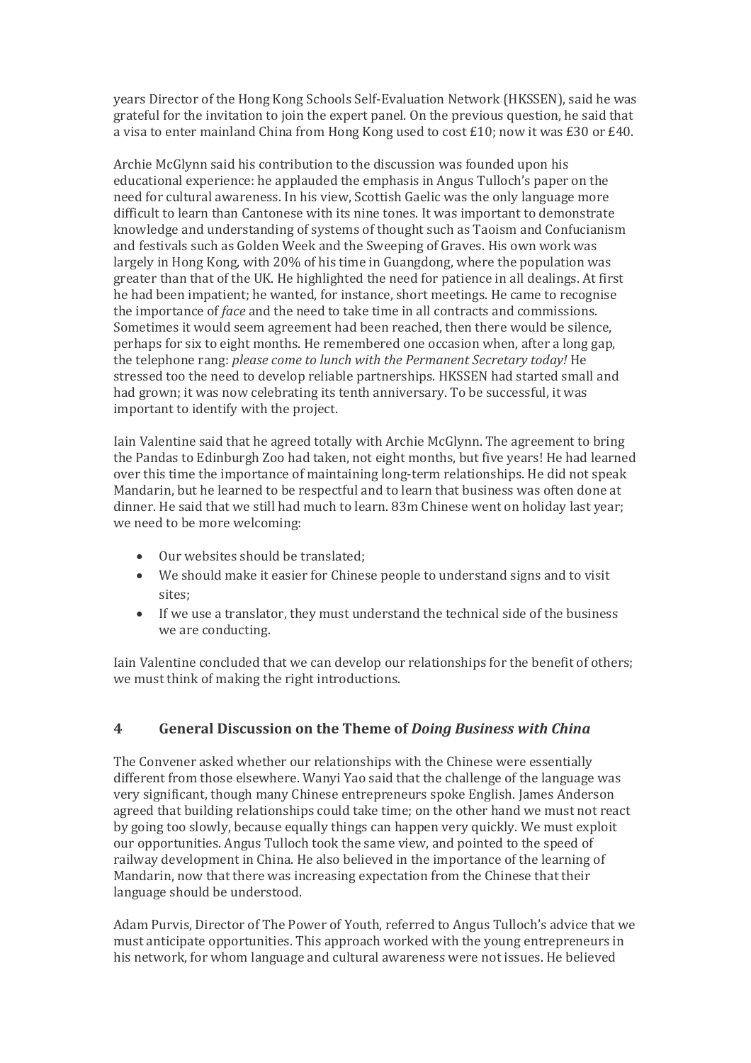years Director of the Hong Kong Schools Self-Evaluation Network (HKSSEN), said he was grateful for the invitation to join the expert panel. On the previous question, he said that a visa to enter mainland China from Hong Kong used to cost £10; now it was £30 or £40.

Archie McGlynn said his contribution to the discussion was founded upon his educational experience: he applauded the emphasis in Angus Tulloch's paper on the need for cultural awareness. In his view, Scottish Gaelic was the only language more difficult to learn than Cantonese with its nine tones. It was important to demonstrate knowledge and understanding of systems of thought such as Taoism and Confucianism and festivals such as Golden Week and the Sweeping of Graves. His own work was largely in Hong Kong, with 20% of his time in Guangdong, where the population was greater than that of the UK. He highlighted the need for patience in all dealings. At first he had been impatient; he wanted, for instance, short meetings. He came to recognise the importance of *face* and the need to take time in all contracts and commissions. Sometimes it would seem agreement had been reached, then there would be silence, perhaps for six to eight months. He remembered one occasion when, after a long gap, the telephone rang: *please come to lunch with the Permanent Secretary today!* He stressed too the need to develop reliable partnerships. HKSSEN had started small and had grown; it was now celebrating its tenth anniversary. To be successful, it was important to identify with the project.

Iain Valentine said that he agreed totally with Archie McGlynn. The agreement to bring the Pandas to Edinburgh Zoo had taken, not eight months, but five years! He had learned over this time the importance of maintaining long-term relationships. He did not speak Mandarin, but he learned to be respectful and to learn that business was often done at dinner. He said that we still had much to learn. 83m Chinese went on holiday last year; we need to be more welcoming:

- Our websites should be translated;
- We should make it easier for Chinese people to understand signs and to visit sites;
- If we use a translator, they must understand the technical side of the business we are conducting.

Iain Valentine concluded that we can develop our relationships for the benefit of others; we must think of making the right introductions.

## 4 General Discussion on the Theme of *Doing Business with China*

The Convener asked whether our relationships with the Chinese were essentially different from those elsewhere. Wanyi Yao said that the challenge of the language was very significant, though many Chinese entrepreneurs spoke English. James Anderson agreed that building relationships could take time; on the other hand we must not react by going too slowly, because equally things can happen very quickly. We must exploit our opportunities. Angus Tulloch took the same view, and pointed to the speed of railway development in China. He also believed in the importance of the learning of Mandarin, now that there was increasing expectation from the Chinese that their language should be understood.

Adam Purvis, Director of The Power of Youth, referred to Angus Tulloch's advice that we must anticipate opportunities. This approach worked with the young entrepreneurs in his network, for whom language and cultural awareness were not issues. He believed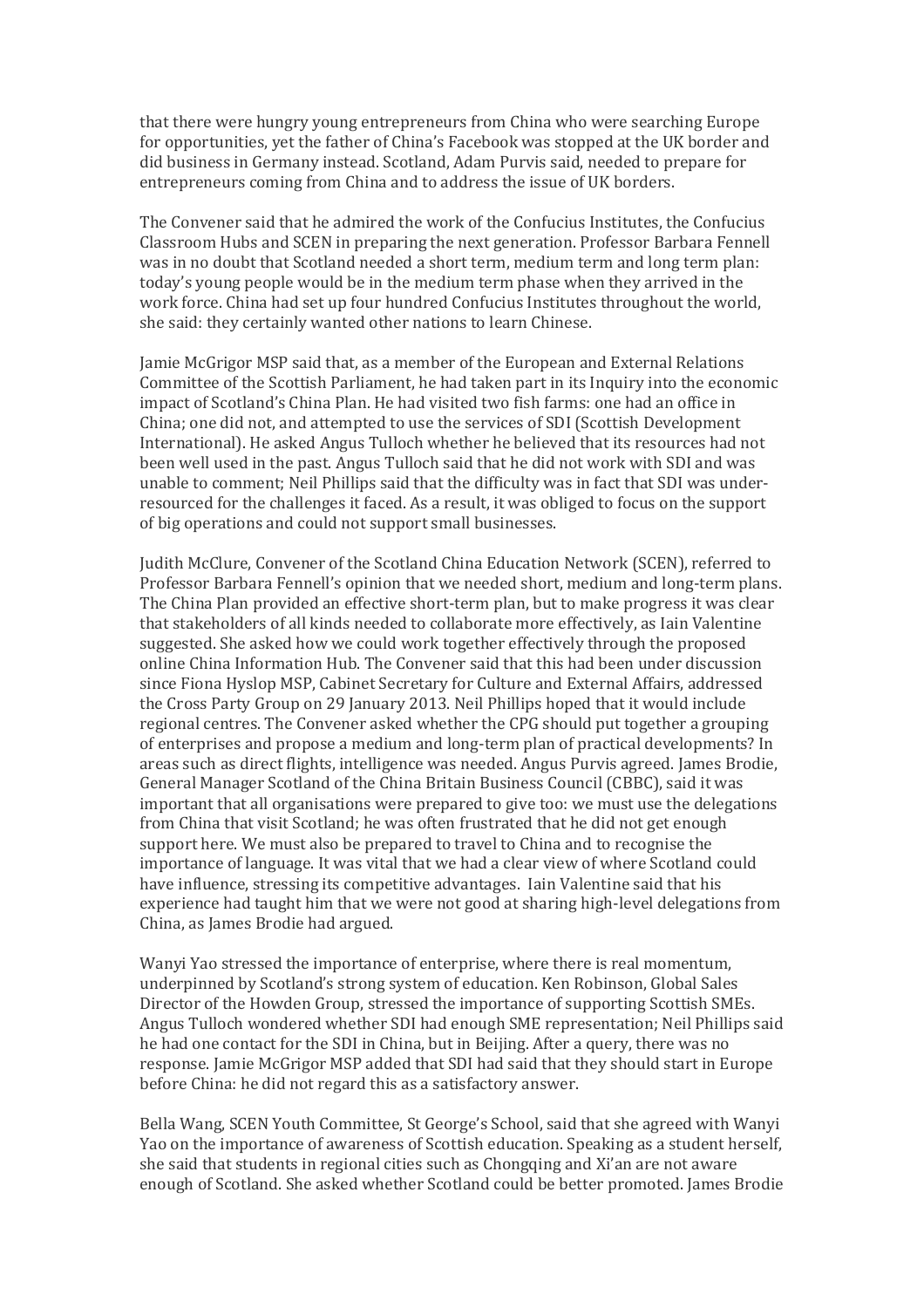that there were hungry young entrepreneurs from China who were searching Europe for opportunities, yet the father of China's Facebook was stopped at the UK border and did business in Germany instead. Scotland, Adam Purvis said, needed to prepare for entrepreneurs coming from China and to address the issue of UK borders.

The Convener said that he admired the work of the Confucius Institutes, the Confucius Classroom Hubs and SCEN in preparing the next generation. Professor Barbara Fennell was in no doubt that Scotland needed a short term, medium term and long term plan: today's young people would be in the medium term phase when they arrived in the work force. China had set up four hundred Confucius Institutes throughout the world, she said: they certainly wanted other nations to learn Chinese.

Jamie McGrigor MSP said that, as a member of the European and External Relations Committee of the Scottish Parliament, he had taken part in its Inquiry into the economic impact of Scotland's China Plan. He had visited two fish farms: one had an office in China; one did not, and attempted to use the services of SDI (Scottish Development International). He asked Angus Tulloch whether he believed that its resources had not been well used in the past. Angus Tulloch said that he did not work with SDI and was unable to comment; Neil Phillips said that the difficulty was in fact that SDI was under-resourced for the challenges it faced. As a result, it was obliged to focus on the support of big operations and could not support small businesses.

Judith McClure, Convener of the Scotland China Education Network (SCEN), referred to Professor Barbara Fennell's opinion that we needed short, medium and long-term plans. The China Plan provided an effective short-term plan, but to make progress it was clear that stakeholders of all kinds needed to collaborate more effectively, as Iain Valentine suggested. She asked how we could work together effectively through the proposed online China Information Hub. The Convener said that this had been under discussion since Fiona Hyslop MSP, Cabinet Secretary for Culture and External Affairs, addressed the Cross Party Group on 29 January 2013. Neil Phillips hoped that it would include regional centres. The Convener asked whether the CPG should put together a grouping of enterprises and propose a medium and long-term plan of practical developments? In areas such as direct flights, intelligence was needed. Angus Purvis agreed. James Brodie, General Manager Scotland of the China Britain Business Council (CBBC), said it was important that all organisations were prepared to give too: we must use the delegations from China that visit Scotland; he was often frustrated that he did not get enough support here. We must also be prepared to travel to China and to recognise the importance of language. It was vital that we had a clear view of where Scotland could have influence, stressing its competitive advantages. Iain Valentine said that his experience had taught him that we were not good at sharing high-level delegations from China, as James Brodie had argued.

Wanyi Yao stressed the importance of enterprise, where there is real momentum, underpinned by Scotland's strong system of education. Ken Robinson, Global Sales Director of the Howden Group, stressed the importance of supporting Scottish SMEs. Angus Tulloch wondered whether SDI had enough SME representation; Neil Phillips said he had one contact for the SDI in China, but in Beijing. After a query, there was no response. Jamie McGrigor MSP added that SDI had said that they should start in Europe before China: he did not regard this as a satisfactory answer.

Bella Wang, SCEN Youth Committee, St George's School, said that she agreed with Wanyi Yao on the importance of awareness of Scottish education. Speaking as a student herself, she said that students in regional cities such as Chongqing and Xi'an are not aware enough of Scotland. She asked whether Scotland could be better promoted. James Brodie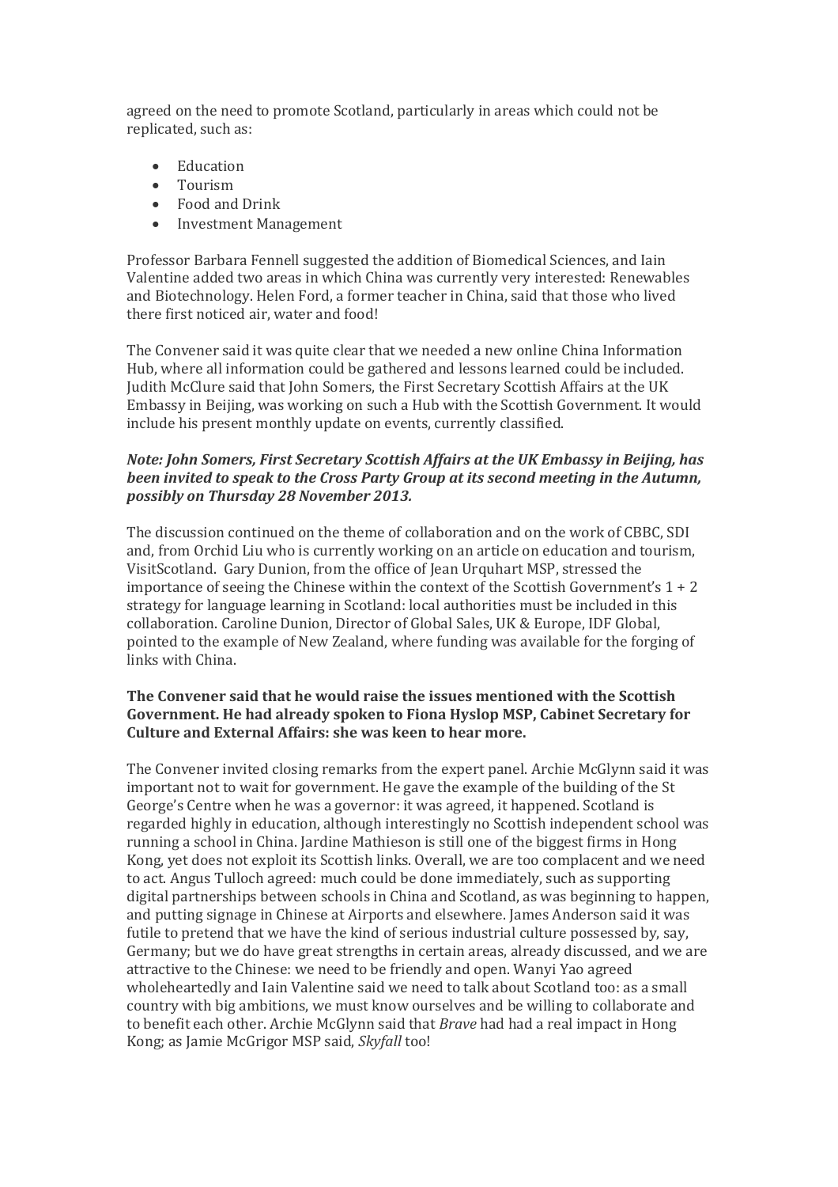agreed on the need to promote Scotland, particularly in areas which could not be replicated, such as:

- Education
- Tourism
- Food and Drink
- Investment Management

Professor Barbara Fennell suggested the addition of Biomedical Sciences, and Iain Valentine added two areas in which China was currently very interested: Renewables and Biotechnology. Helen Ford, a former teacher in China, said that those who lived there first noticed air, water and food!

The Convener said it was quite clear that we needed a new online China Information Hub, where all information could be gathered and lessons learned could be included. Judith McClure said that John Somers, the First Secretary Scottish Affairs at the UK Embassy in Beijing, was working on such a Hub with the Scottish Government. It would include his present monthly update on events, currently classified.

***Note: John Somers, First Secretary Scottish Affairs at the UK Embassy in Beijing, has been invited to speak to the Cross Party Group at its second meeting in the Autumn, possibly on Thursday 28 November 2013.***

The discussion continued on the theme of collaboration and on the work of CBBC, SDI and, from Orchid Liu who is currently working on an article on education and tourism, VisitScotland. Gary Dunion, from the office of Jean Urquhart MSP, stressed the importance of seeing the Chinese within the context of the Scottish Government's 1 + 2 strategy for language learning in Scotland: local authorities must be included in this collaboration. Caroline Dunion, Director of Global Sales, UK & Europe, IDF Global, pointed to the example of New Zealand, where funding was available for the forging of links with China.

**The Convener said that he would raise the issues mentioned with the Scottish Government. He had already spoken to Fiona Hyslop MSP, Cabinet Secretary for Culture and External Affairs: she was keen to hear more.**

The Convener invited closing remarks from the expert panel. Archie McGlynn said it was important not to wait for government. He gave the example of the building of the St George's Centre when he was a governor: it was agreed, it happened. Scotland is regarded highly in education, although interestingly no Scottish independent school was running a school in China. Jardine Mathieson is still one of the biggest firms in Hong Kong, yet does not exploit its Scottish links. Overall, we are too complacent and we need to act. Angus Tulloch agreed: much could be done immediately, such as supporting digital partnerships between schools in China and Scotland, as was beginning to happen, and putting signage in Chinese at Airports and elsewhere. James Anderson said it was futile to pretend that we have the kind of serious industrial culture possessed by, say, Germany; but we do have great strengths in certain areas, already discussed, and we are attractive to the Chinese: we need to be friendly and open. Wanyi Yao agreed wholeheartedly and Iain Valentine said we need to talk about Scotland too: as a small country with big ambitions, we must know ourselves and be willing to collaborate and to benefit each other. Archie McGlynn said that *Brave* had had a real impact in Hong Kong; as Jamie McGrigor MSP said, *Skyfall* too!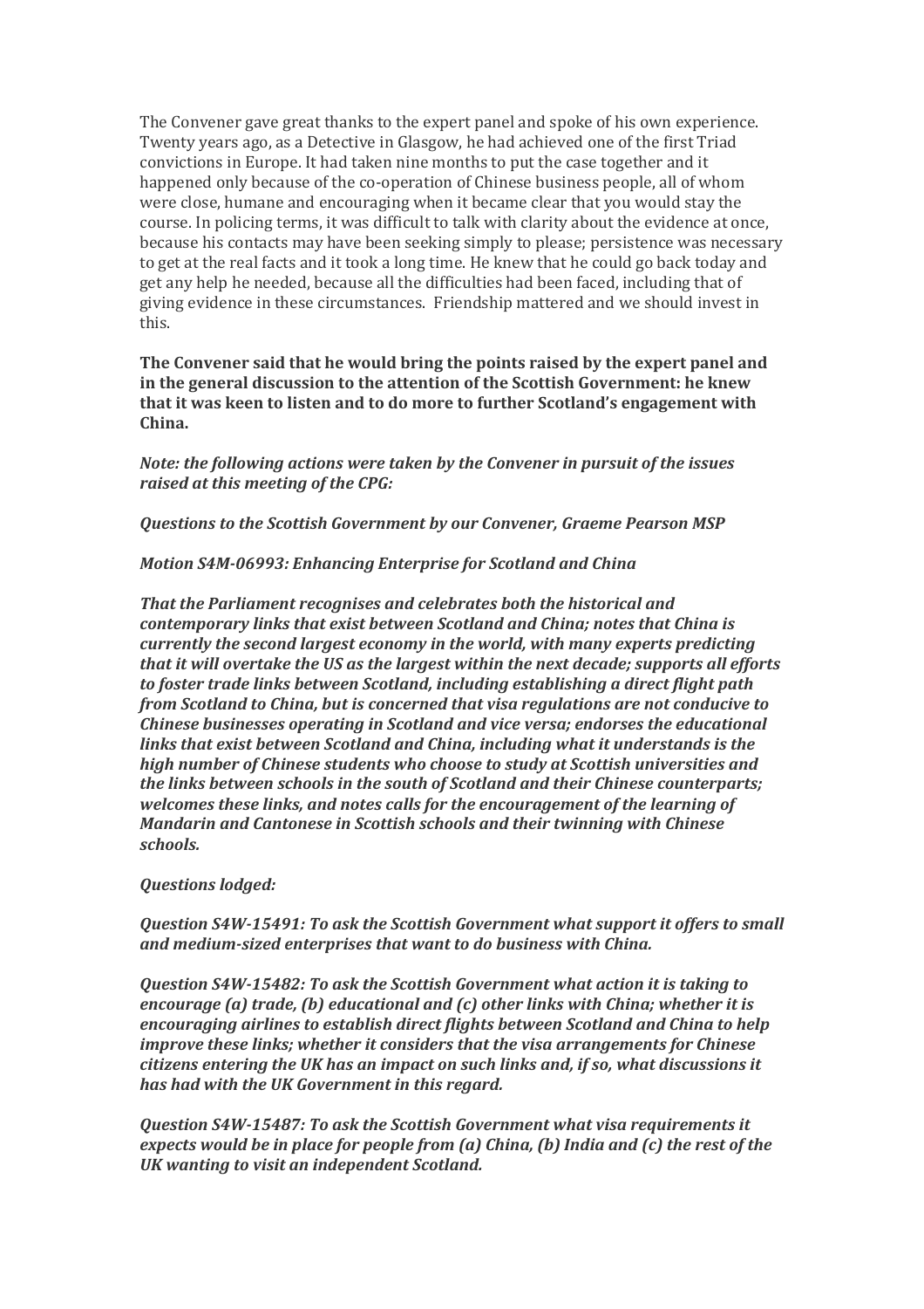The Convener gave great thanks to the expert panel and spoke of his own experience. Twenty years ago, as a Detective in Glasgow, he had achieved one of the first Triad convictions in Europe. It had taken nine months to put the case together and it happened only because of the co-operation of Chinese business people, all of whom were close, humane and encouraging when it became clear that you would stay the course. In policing terms, it was difficult to talk with clarity about the evidence at once, because his contacts may have been seeking simply to please; persistence was necessary to get at the real facts and it took a long time. He knew that he could go back today and get any help he needed, because all the difficulties had been faced, including that of giving evidence in these circumstances. Friendship mattered and we should invest in this.

**The Convener said that he would bring the points raised by the expert panel and in the general discussion to the attention of the Scottish Government: he knew that it was keen to listen and to do more to further Scotland's engagement with China.**

***Note: the following actions were taken by the Convener in pursuit of the issues raised at this meeting of the CPG:***

***Questions to the Scottish Government by our Convener, Graeme Pearson MSP***

***Motion S4M-06993: Enhancing Enterprise for Scotland and China***

***That the Parliament recognises and celebrates both the historical and contemporary links that exist between Scotland and China; notes that China is currently the second largest economy in the world, with many experts predicting that it will overtake the US as the largest within the next decade; supports all efforts to foster trade links between Scotland, including establishing a direct flight path from Scotland to China, but is concerned that visa regulations are not conducive to Chinese businesses operating in Scotland and vice versa; endorses the educational links that exist between Scotland and China, including what it understands is the high number of Chinese students who choose to study at Scottish universities and the links between schools in the south of Scotland and their Chinese counterparts; welcomes these links, and notes calls for the encouragement of the learning of Mandarin and Cantonese in Scottish schools and their twinning with Chinese schools.***

***Questions lodged:***

***Question S4W-15491: To ask the Scottish Government what support it offers to small and medium-sized enterprises that want to do business with China.***

***Question S4W-15482: To ask the Scottish Government what action it is taking to encourage (a) trade, (b) educational and (c) other links with China; whether it is encouraging airlines to establish direct flights between Scotland and China to help improve these links; whether it considers that the visa arrangements for Chinese citizens entering the UK has an impact on such links and, if so, what discussions it has had with the UK Government in this regard.***

***Question S4W-15487: To ask the Scottish Government what visa requirements it expects would be in place for people from (a) China, (b) India and (c) the rest of the UK wanting to visit an independent Scotland.***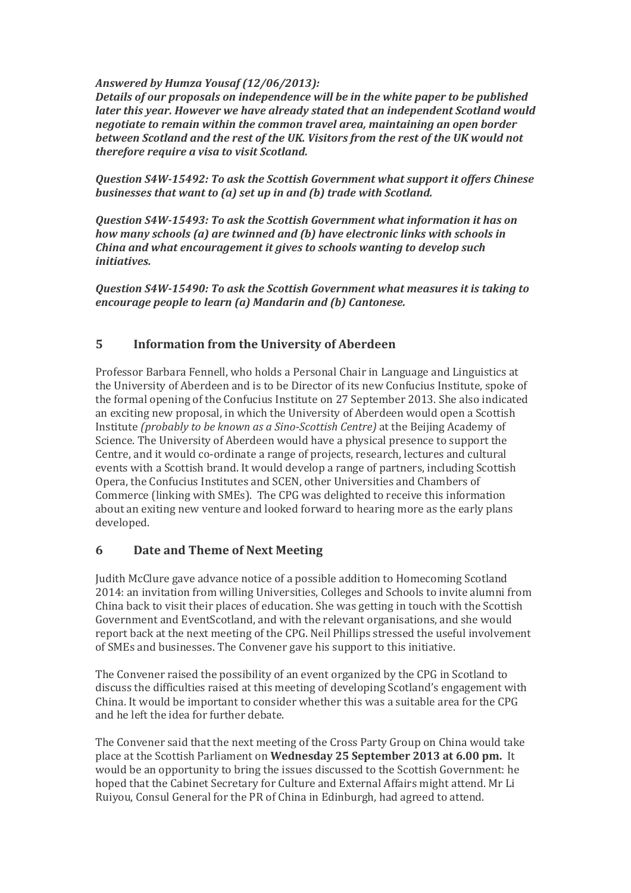***Answered by Humza Yousaf (12/06/2013):***
***Details of our proposals on independence will be in the white paper to be published later this year. However we have already stated that an independent Scotland would negotiate to remain within the common travel area, maintaining an open border between Scotland and the rest of the UK. Visitors from the rest of the UK would not therefore require a visa to visit Scotland.***

***Question S4W-15492: To ask the Scottish Government what support it offers Chinese businesses that want to (a) set up in and (b) trade with Scotland.***

***Question S4W-15493: To ask the Scottish Government what information it has on how many schools (a) are twinned and (b) have electronic links with schools in China and what encouragement it gives to schools wanting to develop such initiatives.***

***Question S4W-15490: To ask the Scottish Government what measures it is taking to encourage people to learn (a) Mandarin and (b) Cantonese.***

## 5 Information from the University of Aberdeen

Professor Barbara Fennell, who holds a Personal Chair in Language and Linguistics at the University of Aberdeen and is to be Director of its new Confucius Institute, spoke of the formal opening of the Confucius Institute on 27 September 2013. She also indicated an exciting new proposal, in which the University of Aberdeen would open a Scottish Institute *(probably to be known as a Sino-Scottish Centre)* at the Beijing Academy of Science. The University of Aberdeen would have a physical presence to support the Centre, and it would co-ordinate a range of projects, research, lectures and cultural events with a Scottish brand. It would develop a range of partners, including Scottish Opera, the Confucius Institutes and SCEN, other Universities and Chambers of Commerce (linking with SMEs). The CPG was delighted to receive this information about an exiting new venture and looked forward to hearing more as the early plans developed.

## 6 Date and Theme of Next Meeting

Judith McClure gave advance notice of a possible addition to Homecoming Scotland 2014: an invitation from willing Universities, Colleges and Schools to invite alumni from China back to visit their places of education. She was getting in touch with the Scottish Government and EventScotland, and with the relevant organisations, and she would report back at the next meeting of the CPG. Neil Phillips stressed the useful involvement of SMEs and businesses. The Convener gave his support to this initiative.

The Convener raised the possibility of an event organized by the CPG in Scotland to discuss the difficulties raised at this meeting of developing Scotland's engagement with China. It would be important to consider whether this was a suitable area for the CPG and he left the idea for further debate.

The Convener said that the next meeting of the Cross Party Group on China would take place at the Scottish Parliament on **Wednesday 25 September 2013 at 6.00 pm.** It would be an opportunity to bring the issues discussed to the Scottish Government: he hoped that the Cabinet Secretary for Culture and External Affairs might attend. Mr Li Ruiyou, Consul General for the PR of China in Edinburgh, had agreed to attend.